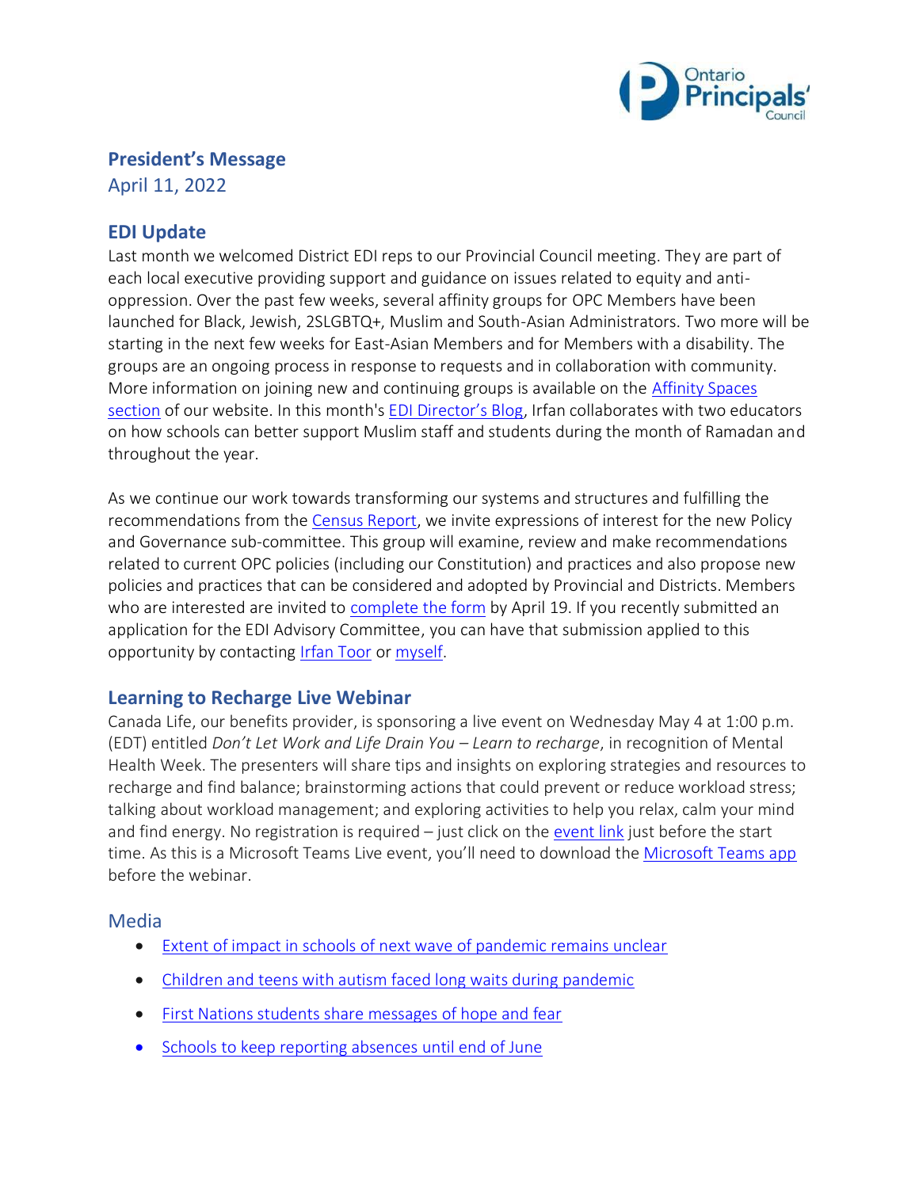## President's Message

April 11, 2022

### EDI Update

Last month we welcomed District EDI reps to our Provincial Council meeting. They are part of each local executive providing support and guidance on issues related to equity and anti-oppression. Over the past few weeks, several affinity groups for OPC Members have been launched for Black, Jewish, 2SLGBTQ+, Muslim and South-Asian Administrators. Two more will be starting in the next few weeks for East-Asian Members and for Members with a disability. The groups are an ongoing process in response to requests and in collaboration with community. More information on joining new and continuing groups is available on the Affinity Spaces section of our website. In this month's EDI Director's Blog, Irfan collaborates with two educators on how schools can better support Muslim staff and students during the month of Ramadan and throughout the year.

As we continue our work towards transforming our systems and structures and fulfilling the recommendations from the Census Report, we invite expressions of interest for the new Policy and Governance sub-committee. This group will examine, review and make recommendations related to current OPC policies (including our Constitution) and practices and also propose new policies and practices that can be considered and adopted by Provincial and Districts. Members who are interested are invited to complete the form by April 19. If you recently submitted an application for the EDI Advisory Committee, you can have that submission applied to this opportunity by contacting Irfan Toor or myself.

### Learning to Recharge Live Webinar

Canada Life, our benefits provider, is sponsoring a live event on Wednesday May 4 at 1:00 p.m. (EDT) entitled *Don't Let Work and Life Drain You – Learn to recharge*, in recognition of Mental Health Week. The presenters will share tips and insights on exploring strategies and resources to recharge and find balance; brainstorming actions that could prevent or reduce workload stress; talking about workload management; and exploring activities to help you relax, calm your mind and find energy. No registration is required – just click on the event link just before the start time. As this is a Microsoft Teams Live event, you'll need to download the Microsoft Teams app before the webinar.

### Media

- Extent of impact in schools of next wave of pandemic remains unclear
- Children and teens with autism faced long waits during pandemic
- First Nations students share messages of hope and fear
- Schools to keep reporting absences until end of June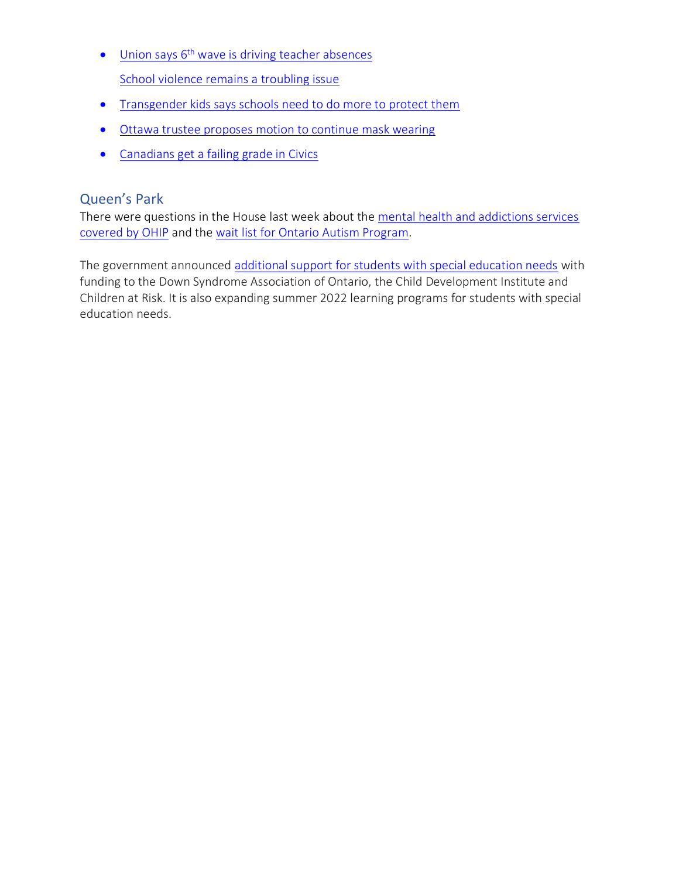- Union says 6th wave is driving teacher absences

  School violence remains a troubling issue
- Transgender kids says schools need to do more to protect them
- Ottawa trustee proposes motion to continue mask wearing
- Canadians get a failing grade in Civics

## Queen's Park

There were questions in the House last week about the mental health and addictions services covered by OHIP and the wait list for Ontario Autism Program.

The government announced additional support for students with special education needs with funding to the Down Syndrome Association of Ontario, the Child Development Institute and Children at Risk. It is also expanding summer 2022 learning programs for students with special education needs.